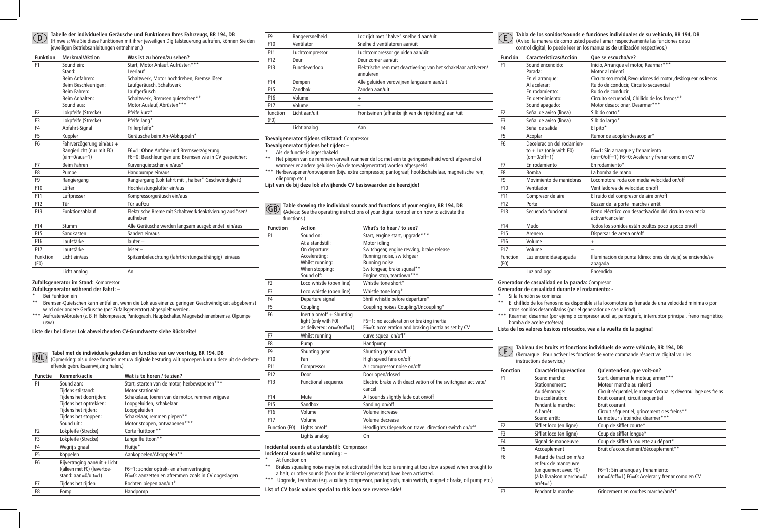## D

**Tabelle der individuellen Geräusche und Funktionen Ihres Fahrzeugs, BR 194, DB**
(Hinweis: Wie Sie diese Funktionen mit ihrer jeweiligen Digitalsteuerung aufrufen, können Sie den jeweiligen Betriebsanleitungen entnehmen.)

| Funktion | Merkmal/Aktion | Was ist zu hören/zu sehen? |
|---|---|---|
| F1 | Sound ein:<br>Stand:<br>Beim Anfahren:<br>Beim Beschleunigen:<br>Beim Fahren:<br>Beim Anhalten:<br>Sound aus: | Start, Motor Anlauf, Aufrüsten***<br>Leerlauf<br>Schaltwerk, Motor hochdrehen, Bremse lösen<br>Laufgeräusch, Schaltwerk<br>Laufgeräusch<br>Schaltwerk, Bremsen quietschen**<br>Motor Auslauf, Abrüsten*** |
| F2 | Lokpfeife (Strecke) | Pfeife kurz* |
| F3 | Lokpfeife (Strecke) | Pfeife lang* |
| F4 | Abfahrt-Signal | Trillerpfeife* |
| F5 | Kuppler | Geräusche beim An-/Abkuppeln* |
| F6 | Fahrverzögerung ein/aus + Rangierlicht (nur mit F0) (ein=0/aus=1) | F6=1: **Ohne** Anfahr- und Bremsverzögerung<br>F6=0: Beschleunigen und Bremsen wie in CV gespeichert |
| F7 | Beim Fahren | Kurvenquietschen ein/aus* |
| F8 | Pumpe | Handpumpe ein/aus |
| F9 | Rangiergang | Rangiergang (Lok fährt mit „halber" Geschwindigkeit) |
| F10 | Lüfter | Hochleistungslüfter ein/aus |
| F11 | Luftpresser | Kompressorgeräusch ein/aus |
| F12 | Tür | Tür auf/zu |
| F13 | Funktionsablauf | Elektrische Breme mit Schaltwerkdeaktivierung auslösen/aufheben |
| F14 | Stumm | Alle Geräusche werden langsam ausgeblendet ein/aus |
| F15 | Sandkasten | Sanden ein/aus |
| F16 | Lautstärke | lauter + |
| F17 | Lautstärke | leiser – |
| Funktion (F0) | Licht ein/aus | Spitzenbeleuchtung (fahrtrichtungsabhängig) ein/aus |
| | Licht analog | An |

**Zufallsgenerator im Stand:** Kompressor
**Zufallsgenerator während der Fahrt:** –

\* Bei Funktion ein
\** Bremsen-Quietschen kann entfallen, wenn die Lok aus einer zu geringen Geschwindigkeit abgebremst wird oder andere Geräusche (per Zufallsgenerator) abgespielt werden.
\*** Aufrüsten/Abrüsten (z. B. Hilfskompressor, Pantograph, Hauptschalter, Magnetschienenbremse, Ölpumpe usw.)

**Liste der bei dieser Lok abweichenden CV-Grundwerte siehe Rückseite!**

## NL

**Tabel met de individuele geluiden en functies van uw voertuig, BR 194, DB**
(Opmerking: als u deze functies met uw digitale besturing wilt oproepen kunt u deze uit de desbetreffende gebruiksaanwijzing halen.)

| Functie | Kenmerk/actie | Wat is te horen / te zien? |
|---|---|---|
| F1 | Sound aan:<br>Tijdens stilstand:<br>Tijdens het doorrijden:<br>Tijdens het optrekken:<br>Tijdens het rijden:<br>Tijdens het stoppen:<br>Sound uit : | Start, starten van de motor, herbewapenen***<br>Motor stationair<br>Schakelaar, toeren van de motor, remmen vrijgave<br>Loopgeluiden, schakelaar<br>Loopgeluiden<br>Schakelaar, remmen piepen**<br>Motor stoppen, ontwapenen*** |
| F2 | Lokpfeife (Strecke) | Corte fluittoon** |
| F3 | Lokpfeife (Strecke) | Lange fluittoon** |
| F4 | Wegrij signaal | Fluitje* |
| F5 | Koppelen | Aankoppelen/Afkoppelen** |
| F6 | Rijvertraging aan/uit + Licht ((alleen met F0) (levertoestand: aan=0/uit=1) | F6=1: zonder optrek- en afremvertraging<br>F6=0: aanzetten en afremmen zoals in CV opgeslagen |
| F7 | Tijdens het rijden | Bochten piepen aan/uit* |
| F8 | Pomp | Handpomp |
| F9 | Rangeersnelheid | Loc rijdt met "halve" snelheid aan/uit |
| F10 | Ventilator | Snelheid ventilatoren aan/uit |
| F11 | Luchtcompressor | Luchtcompressor geluiden aan/uit |
| F12 | Deur | Deur zomer aan/uit |
| F13 | Functieverloop | Elektrische rem met deactivering van het schakelaar activeren/annuleren |
| F14 | Dempen | Alle geluiden verdwijnen langzaam aan/uit |
| F15 | Zandbak | Zanden aan/uit |
| F16 | Volume | + |
| F17 | Volume | – |
| function (F0) | Licht aan/uit | Frontseinen (afhankelijk van de rijrichting) aan /uit |
| | Licht analog | Aan |

**Toevalgenerator tijdens stilstand:** Compressor
**Toevalgenerator tijdens het rijden:** –

\* Als de functie is ingeschakeld
\** Het piepen van de remmen verwalt wanneer de loc met een te geringesnelheid wordt afgeremd of wanneer er andere geluiden (via de toevalgenerator) worden afgespeeld.
\*** Herbewapenen/ontwapenen (bijv. extra compressor, pantograaf, hoofdschakelaar, magnetische rem, oliepomp etc.)

**Lijst van de bij deze lok afwijkende CV basiswaarden zie keerzijde!**

## GB

**Table showing the individual sounds and functions of your engine, BR 194, DB**
(Advice: See the operating instructions of your digital controller on how to activate the functions.)

| Function | Action | What's to hear / to see? |
|---|---|---|
| F1 | Sound on:<br>At a standstill:<br>On departure:<br>Accelerating:<br>Whilst running:<br>When stopping:<br>Sound off: | Start, engine start, upgrade***<br>Motor idling<br>Switchgear, engine revving, brake release<br>Running noise, switchgear<br>Running noise<br>Switchgear, brake squeal**<br>Engine stop, teardown*** |
| F2 | Loco whistle (open line) | Whistle tone short* |
| F3 | Loco whistle (open line) | Whistle tone long* |
| F4 | Departure signal | Shrill whistle before departure* |
| F5 | Coupling | Coupling noises Coupling/Uncoupling* |
| F6 | Inertia on/off + Shunting light (only with F0) as delivered: on=0/off=1) | F6=1: no acceleration or braking inertia<br>F6=0: acceleration and braking inertia as set by CV |
| F7 | Whilst running | curve squeal on/off* |
| F8 | Pump | Handpump |
| F9 | Shunting gear | Shunting gear on/off |
| F10 | Fan | High speed fans on/off |
| F11 | Compressor | Air compressor noise on/off |
| F12 | Door | Door open/closed |
| F13 | Functional sequence | Electric brake with deactivation of the switchgear activate/cancel |
| F14 | Mute | All sounds slightly fade out on/off |
| F15 | Sandbox | Sanding on/off |
| F16 | Volume | Volume increase |
| F17 | Volume | Volume decrease |
| Function (F0) | Lights on/off | Headlights (depends on travel direction) switch on/off |
| | Lights analog | On |

**Incidental sounds at a standstill:** Compressor
**Incidental sounds whilst running:** –

\* At function on
\** Brakes squealing noise may be not activated if the loco is running at too slow a speed when brought to a halt, or other sounds (from the incidental generator) have been activated.
\*** Upgrade, teardown (e.g. auxiliary compressor, pantograph, main switch, magnetic brake, oil pump etc.)

**List of CV basic values special to this loco see reverse side!**

## E

**Tabla de los sonidos/sounds e funciónes individuales de su vehículo, BR 194, DB**
(Aviso: la manera de como usted puede llamar respectivamente las funciones de su control digital, lo puede leer en los manuales de utilización respectivos.)

| Función | Caracteristicas/Acción | Que se escucha/ve? |
|---|---|---|
| F1 | Sound encendido:<br>Parada:<br>En el arranque:<br>Al acelerar:<br>En rodamiento:<br>En detenimiento:<br>Sound apagado: | Inicio, Arranque el motor, Rearmar***<br>Motor al ralentí<br>Circuito secuencial, Revoluciones del motor ,desbloquear los frenos<br>Ruido de conducir, Circuito secuencial<br>Ruido de conducir<br>Circuito secuencial, Chillido de los frenos**<br>Motor desaccionar, Desarmar*** |
| F2 | Señal de aviso (línea) | Silbido corto* |
| F3 | Señal de aviso (línea) | Silbido largo* |
| F4 | Señal de salida | El pito* |
| F5 | Acoplar | Rumor de acoplar/desacoplar* |
| F6 | Deceleracion del rodamiento + Luz (only with F0) (on=0/off=1) | F6=1: Sin arranque y frenamiento<br>(on=0/off=1) F6=0: Acelerar y frenar como en CV |
| F7 | En rodamiento | En rodamiento* |
| F8 | Bomba | La bomba de mano |
| F9 | Movimiento de maniobras | Locomotora roda con media velocidad on/off |
| F10 | Ventilador | Ventiladores de velocidad on/off |
| F11 | Compresor de aire | El ruido del compresor de aire on/off |
| F12 | Porte | Buzzer de la porte marche / arrêt |
| F13 | Secuencia funcional | Freno eléctrico con desactivación del circuito secuencial activar/cancelar |
| F14 | Mudo | Todos los sonidos están ocultos poco a poco on/off |
| F15 | Arenero | Dispersar de arena on/off |
| F16 | Volume | + |
| F17 | Volume | – |
| Function (F0) | Luz encendida/apagada | Illuminacion de punta (direcciones de viaje) se enciende/se apagada |
| | Luz análogo | Encendida |

**Generador de casualidad en la parada:** Compresor
**Generador de casualidad durante el rodamiento:** -

\* Si la función se comienza
\** El chillido de los frenos no es disponible si la locomotora es frenada de una velocidad minima o por otros sonidos desarrollados (por el generador de casualidad).
\*** Rearmar, desarmar (por ejemplo compresor auxiliar, pantógrafo, interruptor principal, freno magnético, bomba de aceite etcétera)

**Lista de los valores basicos retocados, vea a la vuelta de la pagina!**

## F

**Tableau des bruits et fonctions individuels de votre véhicule, BR 194, DB**
(Remarque : Pour activer les fonctions de votre commande réspective digital voir les instructions de service.)

| Fonction | Caractéristique/action | Qu'entend-on, que voit-on? |
|---|---|---|
| F1 | Sound marche:<br>Stationnement:<br>Au démarrage:<br>En accélération:<br>Pendant la marche:<br>A l'arrêt:<br>Sound arrêt: | Start, démarrer le moteur, armer***<br>Moteur marche au ralenti<br>Circuit séquentiel, le moteur s'emballe; déverrouillage des freins<br>Bruit courant, circuit séquentiel<br>Bruit courant<br>Circuit séquentiel, grincement des freins**<br>Le moteur s'éteindre, désarmer*** |
| F2 | Sifflet loco (en ligne) | Coup de sifflet courte* |
| F3 | Sifflet loco (en ligne) | Coup de sifflet longue* |
| F4 | Signal de manoeuvre | Coup de sifflet à roulette au départ* |
| F5 | Accouplement | Bruit d'accouplement/découplement** |
| F6 | Retard de traction m/ao et feux de manœuvre (uniquement avec F0) (à la livraison:marche=0/arrêt=1) | F6=1: Sin arranque y frenamiento<br>(on=0/off=1) F6=0: Acelerar y frenar como en CV |
| F7 | Pendant la marche | Grincement en courbes marche/arrêt* |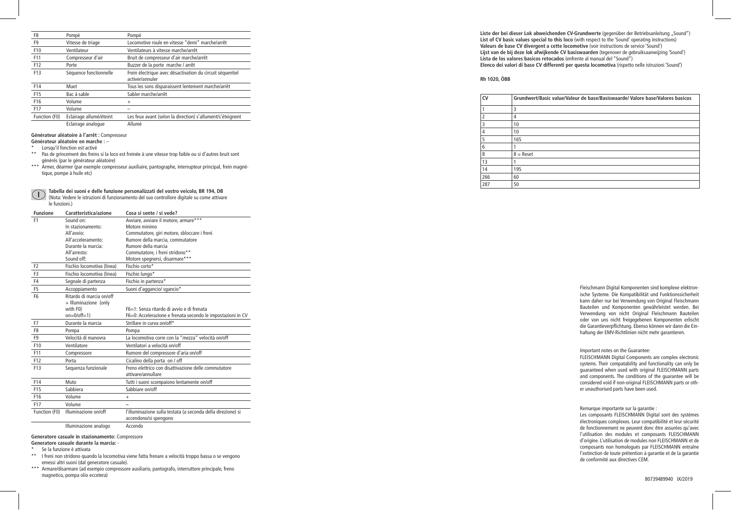| | | |
|---|---|---|
| F8 | Pompé | Pompé |
| F9 | Vitesse de triage | Locomotive roule en vitesse "demi" marche/arrêt |
| F10 | Ventilateur | Ventilateurs à vitesse marche/arrêt |
| F11 | Compresseur d'air | Bruit de compresseur d'air marche/arrêt |
| F12 | Porte | Buzzer de la porte marche / arrêt |
| F13 | Séquence fonctionnelle | Frein électrique avec désactivation du circuit séquentiel activer/annuler |
| F14 | Muet | Tous les sons disparaissent lentement marche/arrêt |
| F15 | Bac à sable | Sabler marche/arrêt |
| F16 | Volume | + |
| F17 | Volume | – |
| Function (F0) | Eclairage allumé/éteint | Les feux avant (selon la direction) s'allument/s'éteignent |
| | Eclairage analogue | Allumé |

**Générateur aléatoire à l'arrêt :** Compresseur
**Générateur aléatoire en marche :** –

\* Lorsqu'il fonction est activé
\*\* Pas de grincement des freins si la loco est freinée à une vitesse trop faible ou si d'autres bruit sont générés (par le générateur aléatoire)
\*\*\* Armer, déarmer (par exemple compresseur auxiliaire, pantographe, interrupteur principal, frein magnétique, pompe à huile etc)

**Tabella dei suoni e delle funzione personalizzati del vostro veicolo, BR 194, DB**
(Nota: Vedere le istruzioni di funzionamento del suo controllore digitale su come attivare le funzioni.)

| Funzione | Caratteristica/azione | Cosa si sente / si vede? |
|---|---|---|
| F1 | Sound on:<br>In stazionamento:<br>All'avvio:<br>All'acceleramento:<br>Durante la marcia:<br>All'arresto:<br>Sound off: | Avviare, avviare il motore, armare\*\*\*<br>Motore minimo<br>Commutatore, giri motore, sbloccare i freni<br>Rumore della marcia, commutatore<br>Rumore della marcia<br>Commutatore, i freni stridono\*\*<br>Motore spegnersi, disarmare\*\*\* |
| F2 | Fischio locomotiva (linea) | Fischio corto\* |
| F3 | Fischio locomotiva (linea) | Fischio lungo\* |
| F4 | Segnale di partenza | Fischio in partenza\* |
| F5 | Accoppiamento | Suoni d'aggancio/ sgancio\* |
| F6 | Ritardo di marcia on/off + Illuminazione (only with F0) on=0/off=1) | F6=1: Senza ritardo di avvio e di frenata<br>F6=0: Accelerazione e frenata secondo le impostazioni in CV |
| F7 | Durante la marcia | Strillare in curva on/off\* |
| F8 | Pompa | Pompa |
| F9 | Velocità di manovra | La locomotiva corre con la "mezza" velocità on/off |
| F10 | Ventilatore | Ventilatori a velocità on/off |
| F11 | Compressore | Rumore del compressore d'aria on/off |
| F12 | Porta | Cicalino della porta on / off |
| F13 | Sequenza funzionale | Freno elettrico con disattivazione delle commutatore attivare/annullare |
| F14 | Muto | Tutti i suoni scompaiono lentamente on/off |
| F15 | Sabbiera | Sabbiare on/off |
| F16 | Volume | + |
| F17 | Volume | – |
| Function (F0) | Illuminazione on/off | l'illuminazione sulla testata (a seconda della direzione) si accendono/si spengono |
| | Illuminazione analogo | Accendo |

**Generatore casuale in stazionamento:** Compressore
**Generatore casuale durante la marcia:** -

\* Se la funzione è attivata
\*\* I freni non stridono quando la locomotiva viene fatta frenare a velocità troppo bassa o se vengono emessi altri suoni (dal generatore casuale).
\*\*\* Armare/disarmare (ad esempio compressore ausiliario, pantografo, interruttore principale, freno magnetico, pompa olio eccetera)

**Liste der bei dieser Lok abweichenden CV-Grundwerte** (gegenüber der Betriebsanleitung „Sound")
**List of CV basic values special to this loco** (with respect to the 'Sound' operating instructions)
**Valeurs de base CV divergent a cette locomotive** (voir instructions de service 'Sound')
**Lijst van de bij deze lok afwijkende CV basiswaarden** (tegenover de gebruiksaanwijzing 'Sound')
**Lista de los valores basicos retocados** (enfrente al manual del "Sound")
**Elenco dei valori di base CV differenti per questa locomotiva** (rispetto nelle istruzioni 'Sound')

**Rh 1020, ÖBB**

| CV | Grundwert/Basic value/Valeur de base/Basiswaarde/ Valore base/Valores basicos |
|---|---|
| 1 | 3 |
| 2 | 4 |
| 3 | 10 |
| 4 | 10 |
| 5 | 165 |
| 6 | 1 |
| 8 | 8 = Reset |
| 13 | 1 |
| 14 | 195 |
| 266 | 60 |
| 287 | 50 |

Fleischmann Digital Komponenten sind komplexe elektronische Systeme. Die Kompatibilität und Funktionssicherheit kann daher nur bei Verwendung von Original Fleischmann Bauteilen und Komponenten gewährleistet werden. Bei Verwendung von nicht Original Fleischmann Bauteilen oder von uns nicht freigegebenen Komponenten erlischt die Garantieverpflichtung. Ebenso können wir dann die Einhaltung der EMV-Richtlinien nicht mehr garantieren.

Important notes on the Guarantee:
FLEISCHMANN Digital Components are complex electronic systems. Their compatability and functionality can only be guaranteed when used with original FLEISCHMANN parts and components. The conditions of the guarantee will be considered void if non-original FLEISCHMANN parts or other unauthorised parts have been used.

Remarque importante sur la garantie :
Les composants FLEISCHMANN Digital sont des systèmes électroniques complexes. Leur compatibilité et leur sécurité de fonctionnement ne peuvent donc être assurées qu'avec l'utilisation des modules et composants FLEISCHMANN d'origine. L'utilisation de modules non FLEISCHMANN et de composants non homologués par FLEISCHMANN entraîne l'extinction de toute prétention à garantie et de la garantie de conformité aux directives CEM.

80739489940 IX/2019